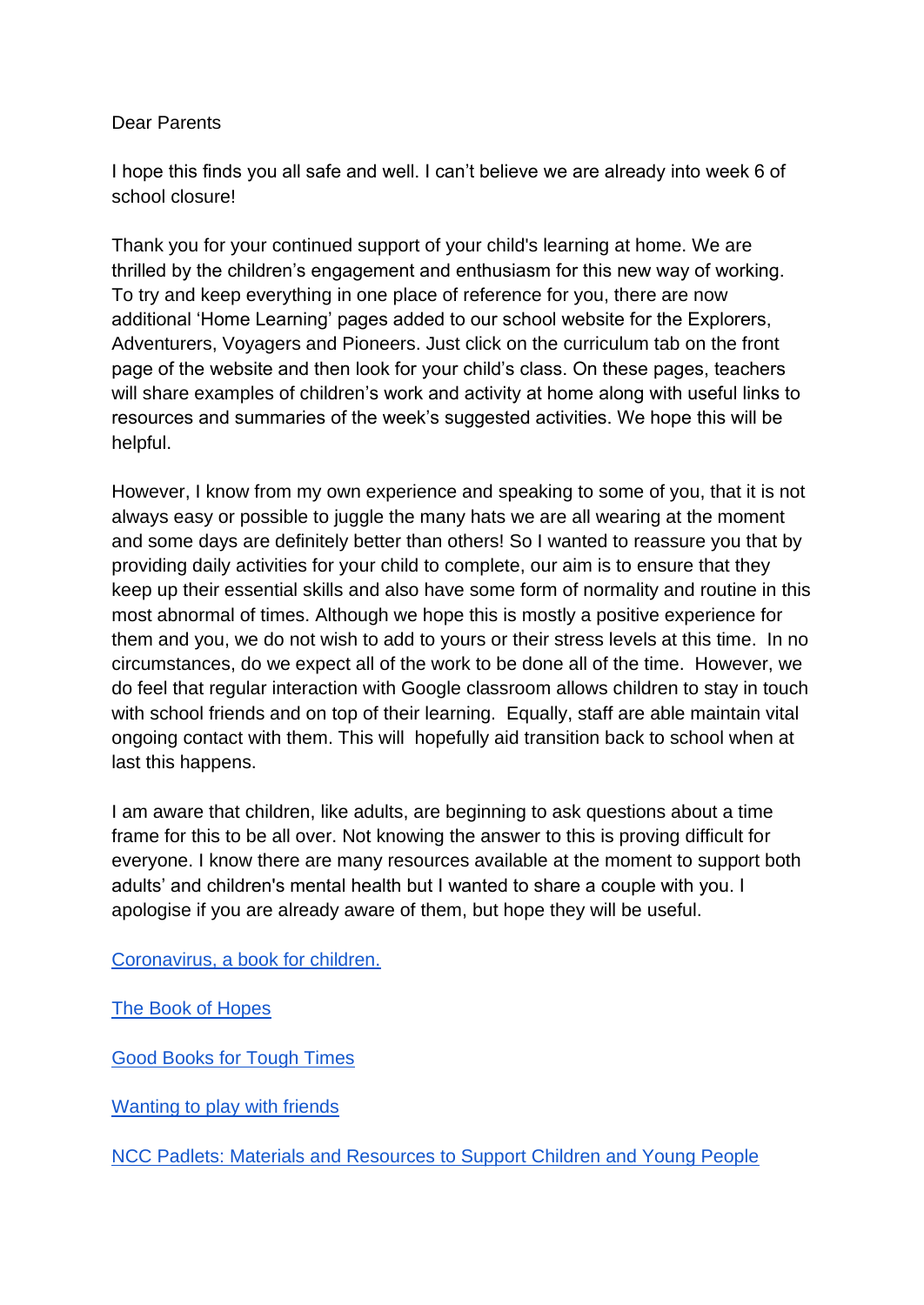Dear Parents

I hope this finds you all safe and well. I can't believe we are already into week 6 of school closure!

Thank you for your continued support of your child's learning at home. We are thrilled by the children's engagement and enthusiasm for this new way of working. To try and keep everything in one place of reference for you, there are now additional 'Home Learning' pages added to our school website for the Explorers, Adventurers, Voyagers and Pioneers. Just click on the curriculum tab on the front page of the website and then look for your child's class. On these pages, teachers will share examples of children's work and activity at home along with useful links to resources and summaries of the week's suggested activities. We hope this will be helpful.

However, I know from my own experience and speaking to some of you, that it is not always easy or possible to juggle the many hats we are all wearing at the moment and some days are definitely better than others! So I wanted to reassure you that by providing daily activities for your child to complete, our aim is to ensure that they keep up their essential skills and also have some form of normality and routine in this most abnormal of times. Although we hope this is mostly a positive experience for them and you, we do not wish to add to yours or their stress levels at this time. In no circumstances, do we expect all of the work to be done all of the time. However, we do feel that regular interaction with Google classroom allows children to stay in touch with school friends and on top of their learning. Equally, staff are able maintain vital ongoing contact with them. This will hopefully aid transition back to school when at last this happens.

I am aware that children, like adults, are beginning to ask questions about a time frame for this to be all over. Not knowing the answer to this is proving difficult for everyone. I know there are many resources available at the moment to support both adults' and children's mental health but I wanted to share a couple with you. I apologise if you are already aware of them, but hope they will be useful.

Coronavirus, a book for children.

The Book of Hopes

Good Books for Tough Times

Wanting to play with friends

NCC Padlets: Materials and Resources to Support Children and Young People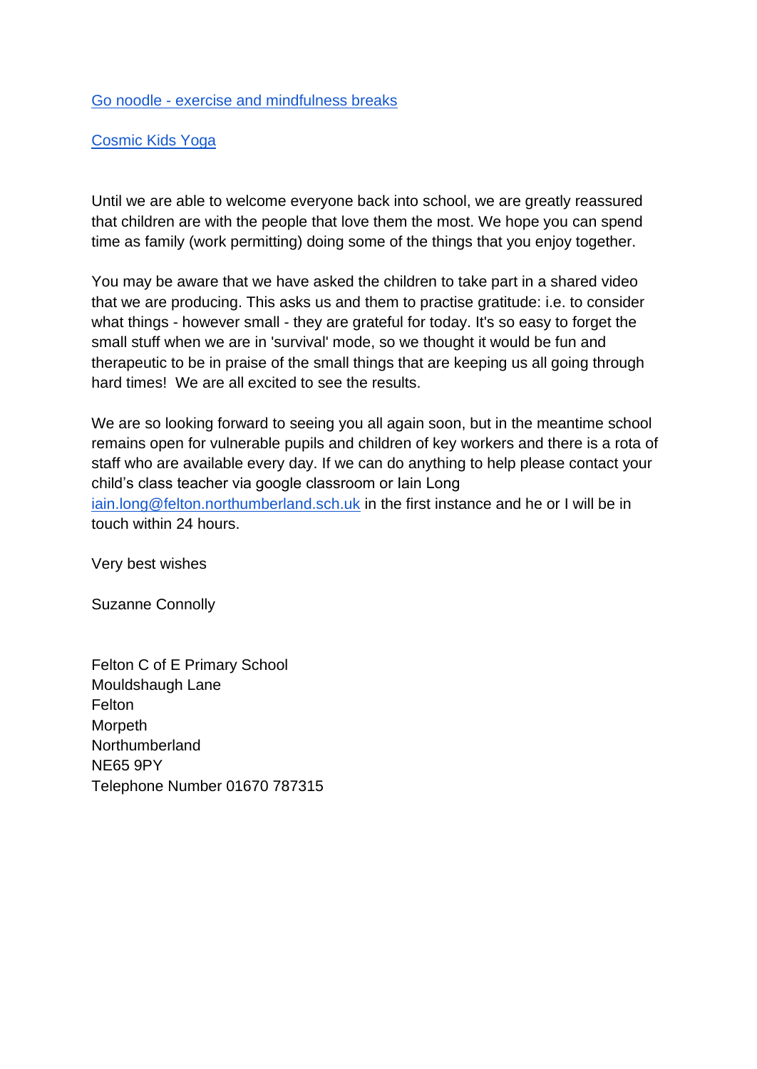Go noodle - exercise and mindfulness breaks

Cosmic Kids Yoga

Until we are able to welcome everyone back into school, we are greatly reassured that children are with the people that love them the most. We hope you can spend time as family (work permitting) doing some of the things that you enjoy together.

You may be aware that we have asked the children to take part in a shared video that we are producing. This asks us and them to practise gratitude: i.e. to consider what things - however small - they are grateful for today. It's so easy to forget the small stuff when we are in 'survival' mode, so we thought it would be fun and therapeutic to be in praise of the small things that are keeping us all going through hard times! We are all excited to see the results.

We are so looking forward to seeing you all again soon, but in the meantime school remains open for vulnerable pupils and children of key workers and there is a rota of staff who are available every day. If we can do anything to help please contact your child's class teacher via google classroom or Iain Long iain.long@felton.northumberland.sch.uk in the first instance and he or I will be in touch within 24 hours.

Very best wishes

Suzanne Connolly

Felton C of E Primary School
Mouldshaugh Lane
Felton
Morpeth
Northumberland
NE65 9PY
Telephone Number 01670 787315